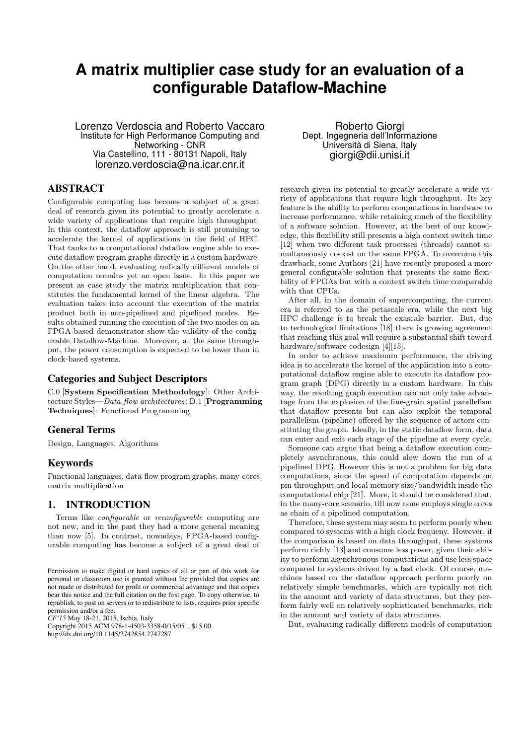# A matrix multiplier case study for an evaluation of a configurable Dataflow-Machine

Lorenzo Verdoscia and Roberto Vaccaro
Institute for High Performance Computing and Networking - CNR
Via Castellino, 111 - 80131 Napoli, Italy
lorenzo.verdoscia@na.icar.cnr.it

Roberto Giorgi
Dept. Ingegneria dell'Informazione
Università di Siena, Italy
giorgi@dii.unisi.it

## ABSTRACT

Configurable computing has become a subject of a great deal of research given its potential to greatly accelerate a wide variety of applications that require high throughput. In this context, the dataflow approach is still promising to accelerate the kernel of applications in the field of HPC. That tanks to a computational dataflow engine able to execute dataflow program graphs directly in a custom hardware. On the other hand, evaluating radically different models of computation remains yet an open issue. In this paper we present as case study the matrix multiplication that constitutes the fundamental kernel of the linear algebra. The evaluation takes into account the execution of the matrix product both in non-pipelined and pipelined modes. Results obtained running the execution of the two modes on an FPGA-based demonstrator show the validity of the configurable Dataflow-Machine. Moreover, at the same throughput, the power consumption is expected to be lower than in clock-based systems.

### Categories and Subject Descriptors

C.0 [**System Specification Methodology**]: Other Architecture Styles—*Data-flow architectures*; D.1 [**Programming Techniques**]: Functional Programming

### General Terms

Design, Languages, Algorithms

### Keywords

Functional languages, data-flow program graphs, many-cores, matrix multiplication

## 1. INTRODUCTION

Terms like *configurable* or *reconfigurable* computing are not new, and in the past they had a more general meaning than now [5]. In contrast, nowadays, FPGA-based configurable computing has become a subject of a great deal of research given its potential to greatly accelerate a wide variety of applications that require high throughput. Its key feature is the ability to perform computations in hardware to increase performance, while retaining much of the flexibility of a software solution. However, at the best of our knowledge, this flexibility still presents a high context switch time [12] when two different task processes (threads) cannot simultaneously coexist on the same FPGA. To overcome this drawback, some Authors [21] have recently proposed a more general configurable solution that presents the same flexibility of FPGAs but with a context switch time comparable with that CPUs.

After all, in the domain of supercomputing, the current era is referred to as the petascale era, while the next big HPC challenge is to break the exascale barrier. But, due to technological limitations [18] there is growing agreement that reaching this goal will require a substantial shift toward hardware/software codesign [4][15].

In order to achieve maximum performance, the driving idea is to accelerate the kernel of the application into a computational dataflow engine able to execute its dataflow program graph (DPG) directly in a custom hardware. In this way, the resulting graph execution can not only take advantage from the explosion of the fine-grain spatial parallelism that dataflow presents but can also exploit the temporal parallelism (pipeline) offered by the sequence of actors constituting the graph. Ideally, in the static dataflow form, data can enter and exit each stage of the pipeline at every cycle.

Someone can argue that being a dataflow execution completely asynchronous, this could slow down the run of a pipelined DPG. However this is not a problem for big data computations, since the speed of computation depends on pin throughput and local memory size/bandwidth inside the computational chip [21]. More, it should be considered that, in the many-core scenario, till now none employs single cores as chain of a pipelined computation.

Therefore, these system may seem to perform poorly when compared to systems with a high clock frequeny. However, if the comparison is based on data throughput, these systems perform richly [13] and consume less power, given their ability to perform asynchronous computations and use less space compared to systems driven by a fast clock. Of course, machines based on the dataflow approach perform poorly on relatively simple benchmarks, which are typically not rich in the amount and variety of data structures, but they perform fairly well on relatively sophisticated benchmarks, rich in the amount and variety of data structures.

But, evaluating radically different models of computation

Permission to make digital or hard copies of all or part of this work for personal or classroom use is granted without fee provided that copies are not made or distributed for profit or commercial advantage and that copies bear this notice and the full citation on the first page. To copy otherwise, to republish, to post on servers or to redistribute to lists, requires prior specific permission and/or a fee.
*CF'15* May 18-21, 2015, Ischia, Italy
Copyright 2015 ACM 978-1-4503-3358-0/15/05 ...$15.00.
http://dx.doi.org/10.1145/2742854.2747287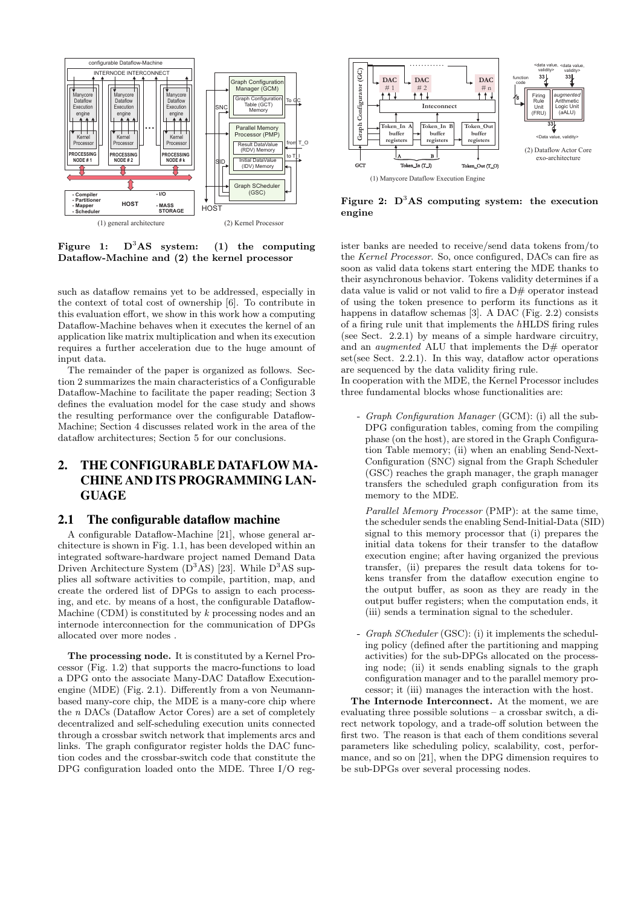Figure 1: $D^3AS$ system: (1) the computing Dataflow-Machine and (2) the kernel processor

Figure 2: $D^3AS$ computing system: the execution engine

such as dataflow remains yet to be addressed, especially in the context of total cost of ownership [6]. To contribute in this evaluation effort, we show in this work how a computing Dataflow-Machine behaves when it executes the kernel of an application like matrix multiplication and when its execution requires a further acceleration due to the huge amount of input data.

The remainder of the paper is organized as follows. Section 2 summarizes the main characteristics of a Configurable Dataflow-Machine to facilitate the paper reading; Section 3 defines the evaluation model for the case study and shows the resulting performance over the configurable Dataflow-Machine; Section 4 discusses related work in the area of the dataflow architectures; Section 5 for our conclusions.

## 2. THE CONFIGURABLE DATAFLOW MACHINE AND ITS PROGRAMMING LANGUAGE

### 2.1 The configurable dataflow machine

A configurable Dataflow-Machine [21], whose general architecture is shown in Fig. 1.1, has been developed within an integrated software-hardware project named Demand Data Driven Architecture System ($D^3AS$) [23]. While $D^3AS$ supplies all software activities to compile, partition, map, and create the ordered list of DPGs to assign to each processing, and etc. by means of a host, the configurable Dataflow-Machine (CDM) is constituted by $k$ processing nodes and an internode interconnection for the communication of DPGs allocated over more nodes .

**The processing node.** It is constituted by a Kernel Processor (Fig. 1.2) that supports the macro-functions to load a DPG onto the associate Many-DAC Dataflow Execution-engine (MDE) (Fig. 2.1). Differently from a von Neumann-based many-core chip, the MDE is a many-core chip where the $n$ DACs (Dataflow Actor Cores) are a set of completely decentralized and self-scheduling execution units connected through a crossbar switch network that implements arcs and links. The graph configurator register holds the DAC function codes and the crossbar-switch code that constitute the DPG configuration loaded onto the MDE. Three I/O register banks are needed to receive/send data tokens from/to the *Kernel Processor*. So, once configured, DACs can fire as soon as valid data tokens start entering the MDE thanks to their asynchronous behavior. Tokens validity determines if a data value is valid or not valid to fire a D# operator instead of using the token presence to perform its functions as it happens in dataflow schemas [3]. A DAC (Fig. 2.2) consists of a firing rule unit that implements the *h*HLDS firing rules (see Sect. 2.2.1) by means of a simple hardware circuitry, and an *augmented* ALU that implements the D# operator set(see Sect. 2.2.1). In this way, dataflow actor operations are sequenced by the data validity firing rule.
In cooperation with the MDE, the Kernel Processor includes three fundamental blocks whose functionalities are:

- *Graph Configuration Manager* (GCM): (i) all the sub-DPG configuration tables, coming from the compiling phase (on the host), are stored in the Graph Configuration Table memory; (ii) when an enabling Send-Next-Configuration (SNC) signal from the Graph Scheduler (GSC) reaches the graph manager, the graph manager transfers the scheduled graph configuration from its memory to the MDE.

  *Parallel Memory Processor* (PMP): at the same time, the scheduler sends the enabling Send-Initial-Data (SID) signal to this memory processor that (i) prepares the initial data tokens for their transfer to the dataflow execution engine; after having organized the previous transfer, (ii) prepares the result data tokens for tokens transfer from the dataflow execution engine to the output buffer, as soon as they are ready in the output buffer registers; when the computation ends, it (iii) sends a termination signal to the scheduler.

- *Graph SCheduler* (GSC): (i) it implements the scheduling policy (defined after the partitioning and mapping activities) for the sub-DPGs allocated on the processing node; (ii) it sends enabling signals to the graph configuration manager and to the parallel memory processor; it (iii) manages the interaction with the host.

**The Internode Interconnect.** At the moment, we are evaluating three possible solutions – a crossbar switch, a direct network topology, and a trade-off solution between the first two. The reason is that each of them conditions several parameters like scheduling policy, scalability, cost, performance, and so on [21], when the DPG dimension requires to be sub-DPGs over several processing nodes.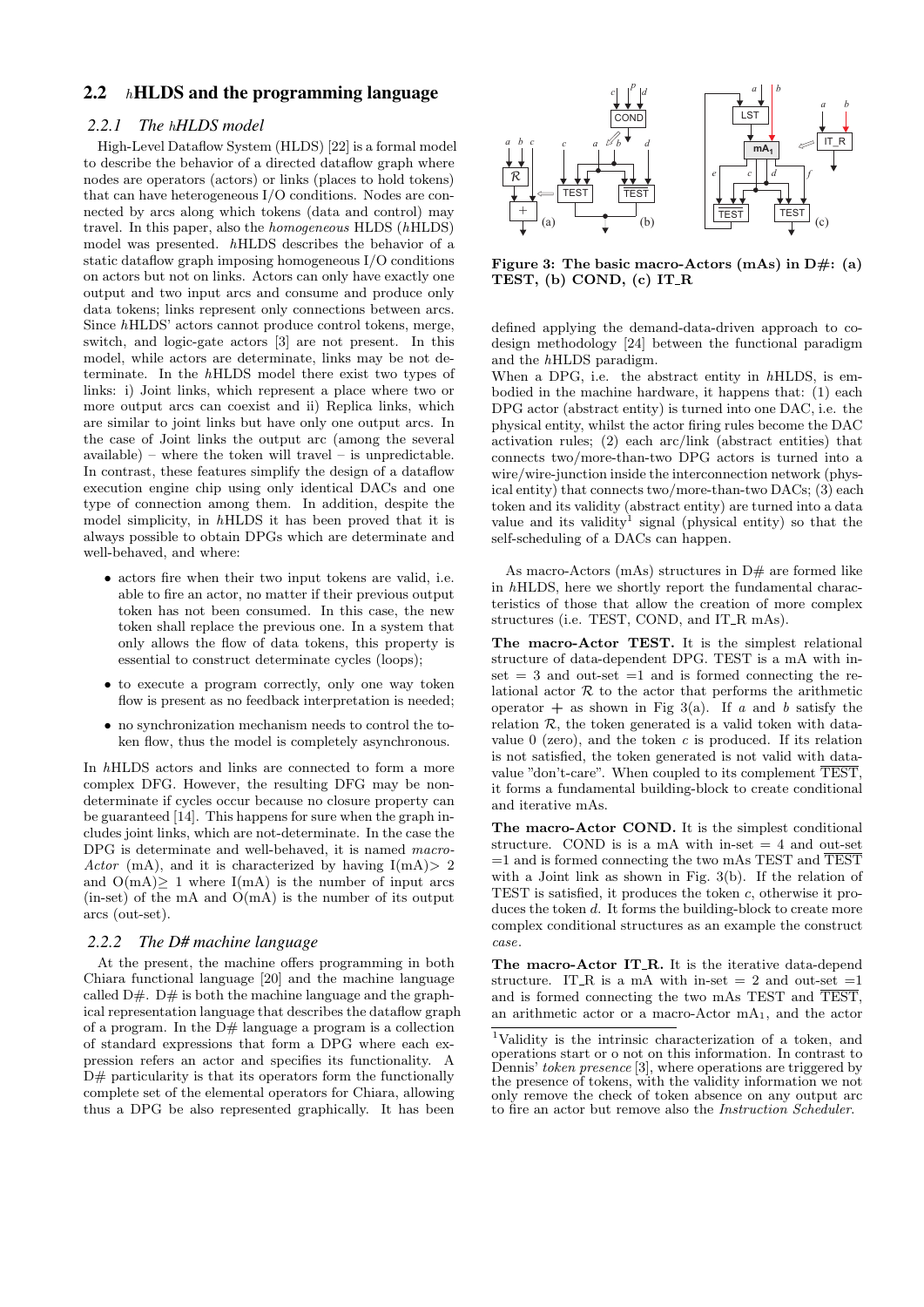## 2.2 *h*HLDS and the programming language

### 2.2.1 The *h*HLDS model

High-Level Dataflow System (HLDS) [22] is a formal model to describe the behavior of a directed dataflow graph where nodes are operators (actors) or links (places to hold tokens) that can have heterogeneous I/O conditions. Nodes are connected by arcs along which tokens (data and control) may travel. In this paper, also the *homogeneous* HLDS (*h*HLDS) model was presented. *h*HLDS describes the behavior of a static dataflow graph imposing homogeneous I/O conditions on actors but not on links. Actors can only have exactly one output and two input arcs and consume and produce only data tokens; links represent only connections between arcs. Since *h*HLDS' actors cannot produce control tokens, merge, switch, and logic-gate actors [3] are not present. In this model, while actors are determinate, links may be not determinate. In the *h*HLDS model there exist two types of links: i) Joint links, which represent a place where two or more output arcs can coexist and ii) Replica links, which are similar to joint links but have only one output arcs. In the case of Joint links the output arc (among the several available) – where the token will travel – is unpredictable. In contrast, these features simplify the design of a dataflow execution engine chip using only identical DACs and one type of connection among them. In addition, despite the model simplicity, in *h*HLDS it has been proved that it is always possible to obtain DPGs which are determinate and well-behaved, and where:

- actors fire when their two input tokens are valid, i.e. able to fire an actor, no matter if their previous output token has not been consumed. In this case, the new token shall replace the previous one. In a system that only allows the flow of data tokens, this property is essential to construct determinate cycles (loops);
- to execute a program correctly, only one way token flow is present as no feedback interpretation is needed;
- no synchronization mechanism needs to control the token flow, thus the model is completely asynchronous.

In *h*HLDS actors and links are connected to form a more complex DFG. However, the resulting DFG may be nondeterminate if cycles occur because no closure property can be guaranteed [14]. This happens for sure when the graph includes joint links, which are not-determinate. In the case the DPG is determinate and well-behaved, it is named *macro-Actor* (mA), and it is characterized by having I(mA)> 2 and O(mA)≥ 1 where I(mA) is the number of input arcs (in-set) of the mA and O(mA) is the number of its output arcs (out-set).

### 2.2.2 The D# machine language

At the present, the machine offers programming in both Chiara functional language [20] and the machine language called D#. D# is both the machine language and the graphical representation language that describes the dataflow graph of a program. In the D# language a program is a collection of standard expressions that form a DPG where each expression refers an actor and specifies its functionality. A D# particularity is that its operators form the functionally complete set of the elemental operators for Chiara, allowing thus a DPG be also represented graphically. It has been defined applying the demand-data-driven approach to co-design methodology [24] between the functional paradigm and the *h*HLDS paradigm.

When a DPG, i.e. the abstract entity in *h*HLDS, is embodied in the machine hardware, it happens that: (1) each DPG actor (abstract entity) is turned into one DAC, i.e. the physical entity, whilst the actor firing rules become the DAC activation rules; (2) each arc/link (abstract entities) that connects two/more-than-two DPG actors is turned into a wire/wire-junction inside the interconnection network (physical entity) that connects two/more-than-two DACs; (3) each token and its validity (abstract entity) are turned into a data value and its validity[1] signal (physical entity) so that the self-scheduling of a DACs can happen.

Figure 3: The basic macro-Actors (mAs) in D#: (a) TEST, (b) COND, (c) IT_R

As macro-Actors (mAs) structures in D# are formed like in *h*HLDS, here we shortly report the fundamental characteristics of those that allow the creation of more complex structures (i.e. TEST, COND, and IT_R mAs).

**The macro-Actor TEST.** It is the simplest relational structure of data-dependent DPG. TEST is a mA with in-set = 3 and out-set =1 and is formed connecting the relational actor $\mathcal{R}$ to the actor that performs the arithmetic operator $+$ as shown in Fig 3(a). If $a$ and $b$ satisfy the relation $\mathcal{R}$, the token generated is a valid token with data-value 0 (zero), and the token $c$ is produced. If its relation is not satisfied, the token generated is not valid with data-value "don't-care". When coupled to its complement $\overline{\text{TEST}}$, it forms a fundamental building-block to create conditional and iterative mAs.

**The macro-Actor COND.** It is the simplest conditional structure. COND is is a mA with in-set = 4 and out-set =1 and is formed connecting the two mAs TEST and $\overline{\text{TEST}}$ with a Joint link as shown in Fig. 3(b). If the relation of TEST is satisfied, it produces the token $c$, otherwise it produces the token $d$. It forms the building-block to create more complex conditional structures as an example the construct *case*.

**The macro-Actor IT_R.** It is the iterative data-depend structure. IT_R is a mA with in-set = 2 and out-set =1 and is formed connecting the two mAs TEST and $\overline{\text{TEST}}$, an arithmetic actor or a macro-Actor $\text{mA}_1$, and the actor

[1] Validity is the intrinsic characterization of a token, and operations start or o not on this information. In contrast to Dennis' *token presence* [3], where operations are triggered by the presence of tokens, with the validity information we not only remove the check of token absence on any output arc to fire an actor but remove also the *Instruction Scheduler*.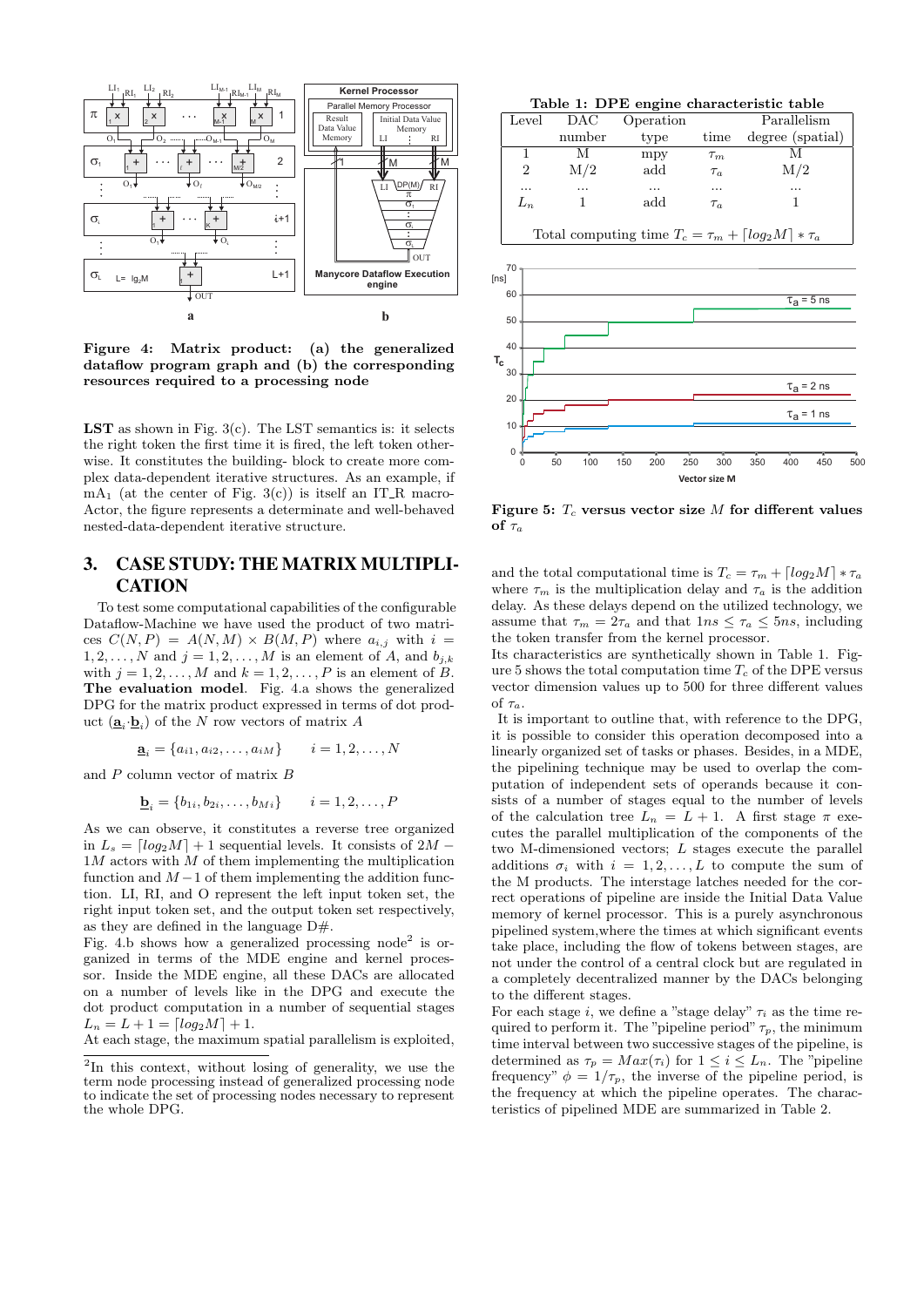**Figure 4: Matrix product: (a) the generalized dataflow program graph and (b) the corresponding resources required to a processing node**

**LST** as shown in Fig. 3(c). The LST semantics is: it selects the right token the first time it is fired, the left token otherwise. It constitutes the building- block to create more complex data-dependent iterative structures. As an example, if $mA_1$ (at the center of Fig. 3(c)) is itself an IT_R macro-Actor, the figure represents a determinate and well-behaved nested-data-dependent iterative structure.

## 3. CASE STUDY: THE MATRIX MULTIPLICATION

To test some computational capabilities of the configurable Dataflow-Machine we have used the product of two matrices $C(N,P) = A(N,M) \times B(M,P)$ where $a_{i,j}$ with $i = 1,2,\ldots,N$ and $j = 1,2,\ldots,M$ is an element of $A$, and $b_{j,k}$ with $j = 1,2,\ldots,M$ and $k = 1,2,\ldots,P$ is an element of $B$. **The evaluation model**. Fig. 4.a shows the generalized DPG for the matrix product expressed in terms of dot product $(\underline{\mathbf{a}}_i \cdot \underline{\mathbf{b}}_i)$ of the $N$ row vectors of matrix $A$

$$\underline{\mathbf{a}}_i = \{a_{i1}, a_{i2}, \ldots, a_{iM}\} \qquad i = 1,2,\ldots,N$$

and $P$ column vector of matrix $B$

$$\underline{\mathbf{b}}_i = \{b_{1i}, b_{2i}, \ldots, b_{Mi}\} \qquad i = 1,2,\ldots,P$$

As we can observe, it constitutes a reverse tree organized in $L_s = \lceil log_2 M \rceil + 1$ sequential levels. It consists of $2M - 1M$ actors with $M$ of them implementing the multiplication function and $M-1$ of them implementing the addition function. LI, RI, and O represent the left input token set, the right input token set, and the output token set respectively, as they are defined in the language D#.

Fig. 4.b shows how a generalized processing node[2] is organized in terms of the MDE engine and kernel processor. Inside the MDE engine, all these DACs are allocated on a number of levels like in the DPG and execute the dot product computation in a number of sequential stages $L_n = L + 1 = \lceil log_2 M \rceil + 1$.

At each stage, the maximum spatial parallelism is exploited, and the total computational time is $T_c = \tau_m + \lceil log_2 M \rceil * \tau_a$ where $\tau_m$ is the multiplication delay and $\tau_a$ is the addition delay. As these delays depend on the utilized technology, we assume that $\tau_m = 2\tau_a$ and that $1ns \leq \tau_a \leq 5ns$, including the token transfer from the kernel processor.

Its characteristics are synthetically shown in Table 1. Figure 5 shows the total computation time $T_c$ of the DPE versus vector dimension values up to 500 for three different values of $\tau_a$.

It is important to outline that, with reference to the DPG, it is possible to consider this operation decomposed into a linearly organized set of tasks or phases. Besides, in a MDE, the pipelining technique may be used to overlap the computation of independent sets of operands because it consists of a number of stages equal to the number of levels of the calculation tree $L_n = L + 1$. A first stage $\pi$ executes the parallel multiplication of the components of the two M-dimensioned vectors; $L$ stages execute the parallel additions $\sigma_i$ with $i = 1,2,\ldots,L$ to compute the sum of the M products. The interstage latches needed for the correct operations of pipeline are inside the Initial Data Value memory of kernel processor. This is a purely asynchronous pipelined system,where the times at which significant events take place, including the flow of tokens between stages, are not under the control of a central clock but are regulated in a completely decentralized manner by the DACs belonging to the different stages.

For each stage $i$, we define a "stage delay" $\tau_i$ as the time required to perform it. The "pipeline period" $\tau_p$, the minimum time interval between two successive stages of the pipeline, is determined as $\tau_p = Max(\tau_i)$ for $1 \leq i \leq L_n$. The "pipeline frequency" $\phi = 1/\tau_p$, the inverse of the pipeline period, is the frequency at which the pipeline operates. The characteristics of pipelined MDE are summarized in Table 2.

**Table 1: DPE engine characteristic table**

| Level | DAC number | Operation type | time | Parallelism degree (spatial) |
|---|---|---|---|---|
| 1 | M | mpy | $\tau_m$ | M |
| 2 | M/2 | add | $\tau_a$ | M/2 |
| ... | ... | ... | ... | ... |
| $L_n$ | 1 | add | $\tau_a$ | 1 |

Total computing time $T_c = \tau_m + \lceil log_2 M \rceil * \tau_a$

**Figure 5: $T_c$ versus vector size $M$ for different values of $\tau_a$**

[2]In this context, without losing of generality, we use the term node processing instead of generalized processing node to indicate the set of processing nodes necessary to represent the whole DPG.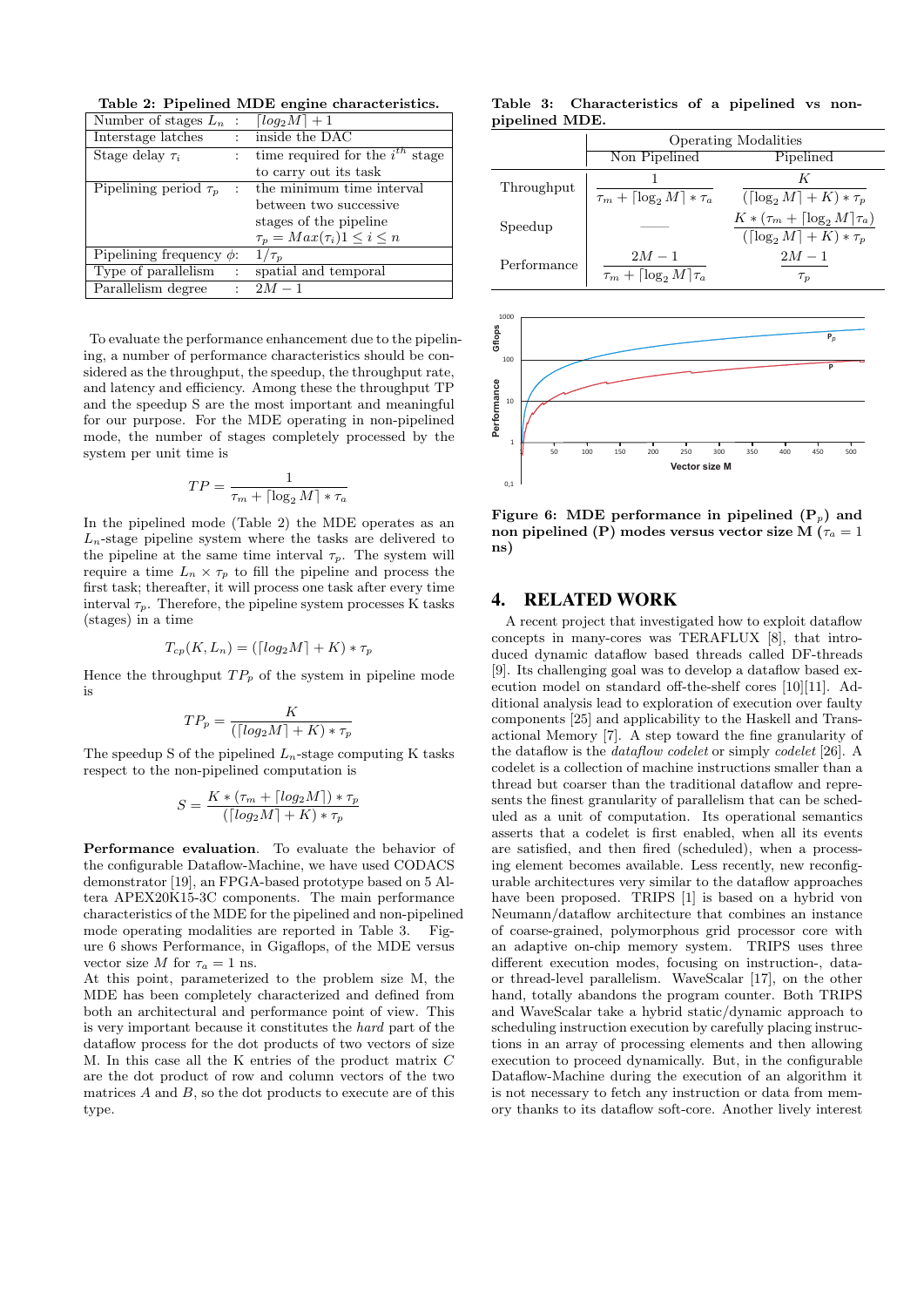**Table 2: Pipelined MDE engine characteristics.**

| | | |
|---|---|---|
| Number of stages $L_n$ | : | $\lceil log_2 M \rceil + 1$ |
| Interstage latches | : | inside the DAC |
| Stage delay $\tau_i$ | : | time required for the $i^{th}$ stage to carry out its task |
| Pipelining period $\tau_p$ | : | the minimum time interval between two successive stages of the pipeline $\tau_p = Max(\tau_i) 1 \leq i \leq n$ |
| Pipelining frequency $\phi$: | | $1/\tau_p$ |
| Type of parallelism | : | spatial and temporal |
| Parallelism degree | : | $2M - 1$ |

To evaluate the performance enhancement due to the pipelining, a number of performance characteristics should be considered as the throughput, the speedup, the throughput rate, and latency and efficiency. Among these the throughput TP and the speedup S are the most important and meaningful for our purpose. For the MDE operating in non-pipelined mode, the number of stages completely processed by the system per unit time is

$$TP = \frac{1}{\tau_m + \lceil \log_2 M \rceil * \tau_a}$$

In the pipelined mode (Table 2) the MDE operates as an $L_n$-stage pipeline system where the tasks are delivered to the pipeline at the same time interval $\tau_p$. The system will require a time $L_n \times \tau_p$ to fill the pipeline and process the first task; thereafter, it will process one task after every time interval $\tau_p$. Therefore, the pipeline system processes K tasks (stages) in a time

$$T_{cp}(K, L_n) = (\lceil log_2 M \rceil + K) * \tau_p$$

Hence the throughput $TP_p$ of the system in pipeline mode is

$$TP_p = \frac{K}{(\lceil log_2 M \rceil + K) * \tau_p}$$

The speedup S of the pipelined $L_n$-stage computing K tasks respect to the non-pipelined computation is

$$S = \frac{K * (\tau_m + \lceil log_2 M \rceil) * \tau_p}{(\lceil log_2 M \rceil + K) * \tau_p}$$

**Performance evaluation**. To evaluate the behavior of the configurable Dataflow-Machine, we have used CODACS demonstrator [19], an FPGA-based prototype based on 5 Altera APEX20K15-3C components. The main performance characteristics of the MDE for the pipelined and non-pipelined mode operating modalities are reported in Table 3. Figure 6 shows Performance, in Gigaflops, of the MDE versus vector size $M$ for $\tau_a = 1$ ns.

At this point, parameterized to the problem size M, the MDE has been completely characterized and defined from both an architectural and performance point of view. This is very important because it constitutes the *hard* part of the dataflow process for the dot products of two vectors of size M. In this case all the K entries of the product matrix $C$ are the dot product of row and column vectors of the two matrices $A$ and $B$, so the dot products to execute are of this type.

**Table 3: Characteristics of a pipelined vs non-pipelined MDE.**

| | Operating Modalities | |
|---|---|---|
| | Non Pipelined | Pipelined |
| Throughput | $\frac{1}{\tau_m + \lceil \log_2 M \rceil * \tau_a}$ | $\frac{K}{(\lceil \log_2 M \rceil + K) * \tau_p}$ |
| Speedup | —— | $\frac{K * (\tau_m + \lceil \log_2 M \rceil \tau_a)}{(\lceil \log_2 M \rceil + K) * \tau_p}$ |
| Performance | $\frac{2M - 1}{\tau_m + \lceil \log_2 M \rceil \tau_a}$ | $\frac{2M - 1}{\tau_p}$ |

**Figure 6: MDE performance in pipelined ($P_p$) and non pipelined (P) modes versus vector size M ($\tau_a = 1$ ns)**

## 4. RELATED WORK

A recent project that investigated how to exploit dataflow concepts in many-cores was TERAFLUX [8], that introduced dynamic dataflow based threads called DF-threads [9]. Its challenging goal was to develop a dataflow based execution model on standard off-the-shelf cores [10][11]. Additional analysis lead to exploration of execution over faulty components [25] and applicability to the Haskell and Transactional Memory [7]. A step toward the fine granularity of the dataflow is the *dataflow codelet* or simply *codelet* [26]. A codelet is a collection of machine instructions smaller than a thread but coarser than the traditional dataflow and represents the finest granularity of parallelism that can be scheduled as a unit of computation. Its operational semantics asserts that a codelet is first enabled, when all its events are satisfied, and then fired (scheduled), when a processing element becomes available. Less recently, new reconfigurable architectures very similar to the dataflow approaches have been proposed. TRIPS [1] is based on a hybrid von Neumann/dataflow architecture that combines an instance of coarse-grained, polymorphous grid processor core with an adaptive on-chip memory system. TRIPS uses three different execution modes, focusing on instruction-, data- or thread-level parallelism. WaveScalar [17], on the other hand, totally abandons the program counter. Both TRIPS and WaveScalar take a hybrid static/dynamic approach to scheduling instruction execution by carefully placing instructions in an array of processing elements and then allowing execution to proceed dynamically. But, in the configurable Dataflow-Machine during the execution of an algorithm it is not necessary to fetch any instruction or data from memory thanks to its dataflow soft-core. Another lively interest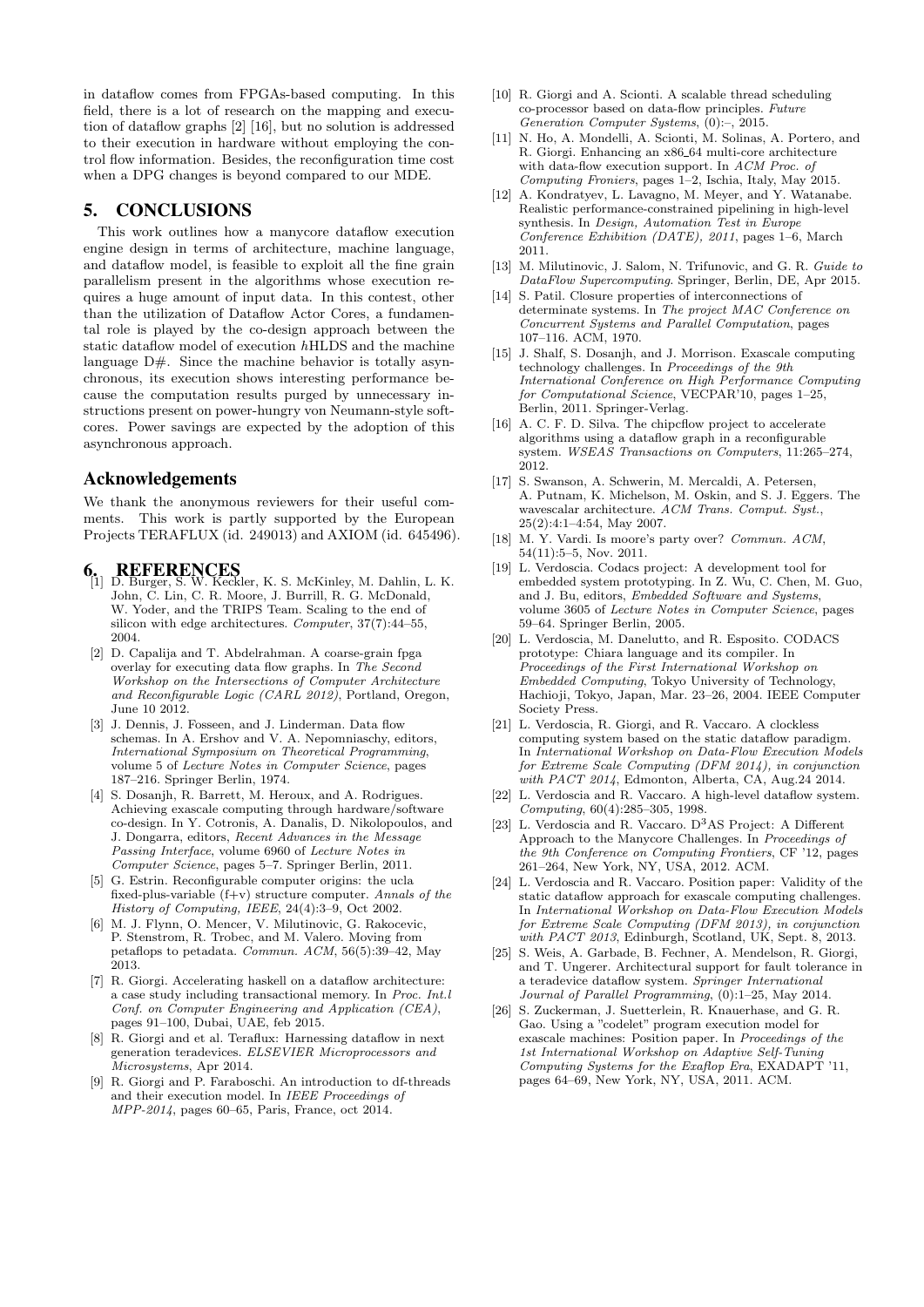in dataflow comes from FPGAs-based computing. In this field, there is a lot of research on the mapping and execution of dataflow graphs [2] [16], but no solution is addressed to their execution in hardware without employing the control flow information. Besides, the reconfiguration time cost when a DPG changes is beyond compared to our MDE.

## 5. CONCLUSIONS

This work outlines how a manycore dataflow execution engine design in terms of architecture, machine language, and dataflow model, is feasible to exploit all the fine grain parallelism present in the algorithms whose execution requires a huge amount of input data. In this contest, other than the utilization of Dataflow Actor Cores, a fundamental role is played by the co-design approach between the static dataflow model of execution *h*HLDS and the machine language D#. Since the machine behavior is totally asynchronous, its execution shows interesting performance because the computation results purged by unnecessary instructions present on power-hungry von Neumann-style softcores. Power savings are expected by the adoption of this asynchronous approach.

## Acknowledgements

We thank the anonymous reviewers for their useful comments. This work is partly supported by the European Projects TERAFLUX (id. 249013) and AXIOM (id. 645496).

## 6. REFERENCES

[1] D. Burger, S. W. Keckler, K. S. McKinley, M. Dahlin, L. K. John, C. Lin, C. R. Moore, J. Burrill, R. G. McDonald, W. Yoder, and the TRIPS Team. Scaling to the end of silicon with edge architectures. *Computer*, 37(7):44–55, 2004.

[2] D. Capalija and T. Abdelrahman. A coarse-grain fpga overlay for executing data flow graphs. In *The Second Workshop on the Intersections of Computer Architecture and Reconfigurable Logic (CARL 2012)*, Portland, Oregon, June 10 2012.

[3] J. Dennis, J. Fosseen, and J. Linderman. Data flow schemas. In A. Ershov and V. A. Nepomniaschy, editors, *International Symposium on Theoretical Programming*, volume 5 of *Lecture Notes in Computer Science*, pages 187–216. Springer Berlin, 1974.

[4] S. Dosanjh, R. Barrett, M. Heroux, and A. Rodrigues. Achieving exascale computing through hardware/software co-design. In Y. Cotronis, A. Danalis, D. Nikolopoulos, and J. Dongarra, editors, *Recent Advances in the Message Passing Interface*, volume 6960 of *Lecture Notes in Computer Science*, pages 5–7. Springer Berlin, 2011.

[5] G. Estrin. Reconfigurable computer origins: the ucla fixed-plus-variable (f+v) structure computer. *Annals of the History of Computing, IEEE*, 24(4):3–9, Oct 2002.

[6] M. J. Flynn, O. Mencer, V. Milutinovic, G. Rakocevic, P. Stenstrom, R. Trobec, and M. Valero. Moving from petaflops to petadata. *Commun. ACM*, 56(5):39–42, May 2013.

[7] R. Giorgi. Accelerating haskell on a dataflow architecture: a case study including transactional memory. In *Proc. Int.l Conf. on Computer Engineering and Application (CEA)*, pages 91–100, Dubai, UAE, feb 2015.

[8] R. Giorgi and et al. Teraflux: Harnessing dataflow in next generation teradevices. *ELSEVIER Microprocessors and Microsystems*, Apr 2014.

[9] R. Giorgi and P. Faraboschi. An introduction to df-threads and their execution model. In *IEEE Proceedings of MPP-2014*, pages 60–65, Paris, France, oct 2014.

[10] R. Giorgi and A. Scionti. A scalable thread scheduling co-processor based on data-flow principles. *Future Generation Computer Systems*, (0):–, 2015.

[11] N. Ho, A. Mondelli, A. Scionti, M. Solinas, A. Portero, and R. Giorgi. Enhancing an x86_64 multi-core architecture with data-flow execution support. In *ACM Proc. of Computing Froniers*, pages 1–2, Ischia, Italy, May 2015.

[12] A. Kondratyev, L. Lavagno, M. Meyer, and Y. Watanabe. Realistic performance-constrained pipelining in high-level synthesis. In *Design, Automation Test in Europe Conference Exhibition (DATE), 2011*, pages 1–6, March 2011.

[13] M. Milutinovic, J. Salom, N. Trifunovic, and G. R. *Guide to DataFlow Supercomputing*. Springer, Berlin, DE, Apr 2015.

[14] S. Patil. Closure properties of interconnections of determinate systems. In *The project MAC Conference on Concurrent Systems and Parallel Computation*, pages 107–116. ACM, 1970.

[15] J. Shalf, S. Dosanjh, and J. Morrison. Exascale computing technology challenges. In *Proceedings of the 9th International Conference on High Performance Computing for Computational Science*, VECPAR'10, pages 1–25, Berlin, 2011. Springer-Verlag.

[16] A. C. F. D. Silva. The chipcflow project to accelerate algorithms using a dataflow graph in a reconfigurable system. *WSEAS Transactions on Computers*, 11:265–274, 2012.

[17] S. Swanson, A. Schwerin, M. Mercaldi, A. Petersen, A. Putnam, K. Michelson, M. Oskin, and S. J. Eggers. The wavescalar architecture. *ACM Trans. Comput. Syst.*, 25(2):4:1–4:54, May 2007.

[18] M. Y. Vardi. Is moore's party over? *Commun. ACM*, 54(11):5–5, Nov. 2011.

[19] L. Verdoscia. Codacs project: A development tool for embedded system prototyping. In Z. Wu, C. Chen, M. Guo, and J. Bu, editors, *Embedded Software and Systems*, volume 3605 of *Lecture Notes in Computer Science*, pages 59–64. Springer Berlin, 2005.

[20] L. Verdoscia, M. Danelutto, and R. Esposito. CODACS prototype: Chiara language and its compiler. In *Proceedings of the First International Workshop on Embedded Computing*, Tokyo University of Technology, Hachioji, Tokyo, Japan, Mar. 23–26, 2004. IEEE Computer Society Press.

[21] L. Verdoscia, R. Giorgi, and R. Vaccaro. A clockless computing system based on the static dataflow paradigm. In *International Workshop on Data-Flow Execution Models for Extreme Scale Computing (DFM 2014), in conjunction with PACT 2014*, Edmonton, Alberta, CA, Aug.24 2014.

[22] L. Verdoscia and R. Vaccaro. A high-level dataflow system. *Computing*, 60(4):285–305, 1998.

[23] L. Verdoscia and R. Vaccaro. D$^3$AS Project: A Different Approach to the Manycore Challenges. In *Proceedings of the 9th Conference on Computing Frontiers*, CF '12, pages 261–264, New York, NY, USA, 2012. ACM.

[24] L. Verdoscia and R. Vaccaro. Position paper: Validity of the static dataflow approach for exascale computing challenges. In *International Workshop on Data-Flow Execution Models for Extreme Scale Computing (DFM 2013), in conjunction with PACT 2013*, Edinburgh, Scotland, UK, Sept. 8, 2013.

[25] S. Weis, A. Garbade, B. Fechner, A. Mendelson, R. Giorgi, and T. Ungerer. Architectural support for fault tolerance in a teradevice dataflow system. *Springer International Journal of Parallel Programming*, (0):1–25, May 2014.

[26] S. Zuckerman, J. Suetterlein, R. Knauerhase, and G. R. Gao. Using a "codelet" program execution model for exascale machines: Position paper. In *Proceedings of the 1st International Workshop on Adaptive Self-Tuning Computing Systems for the Exaflop Era*, EXADAPT '11, pages 64–69, New York, NY, USA, 2011. ACM.